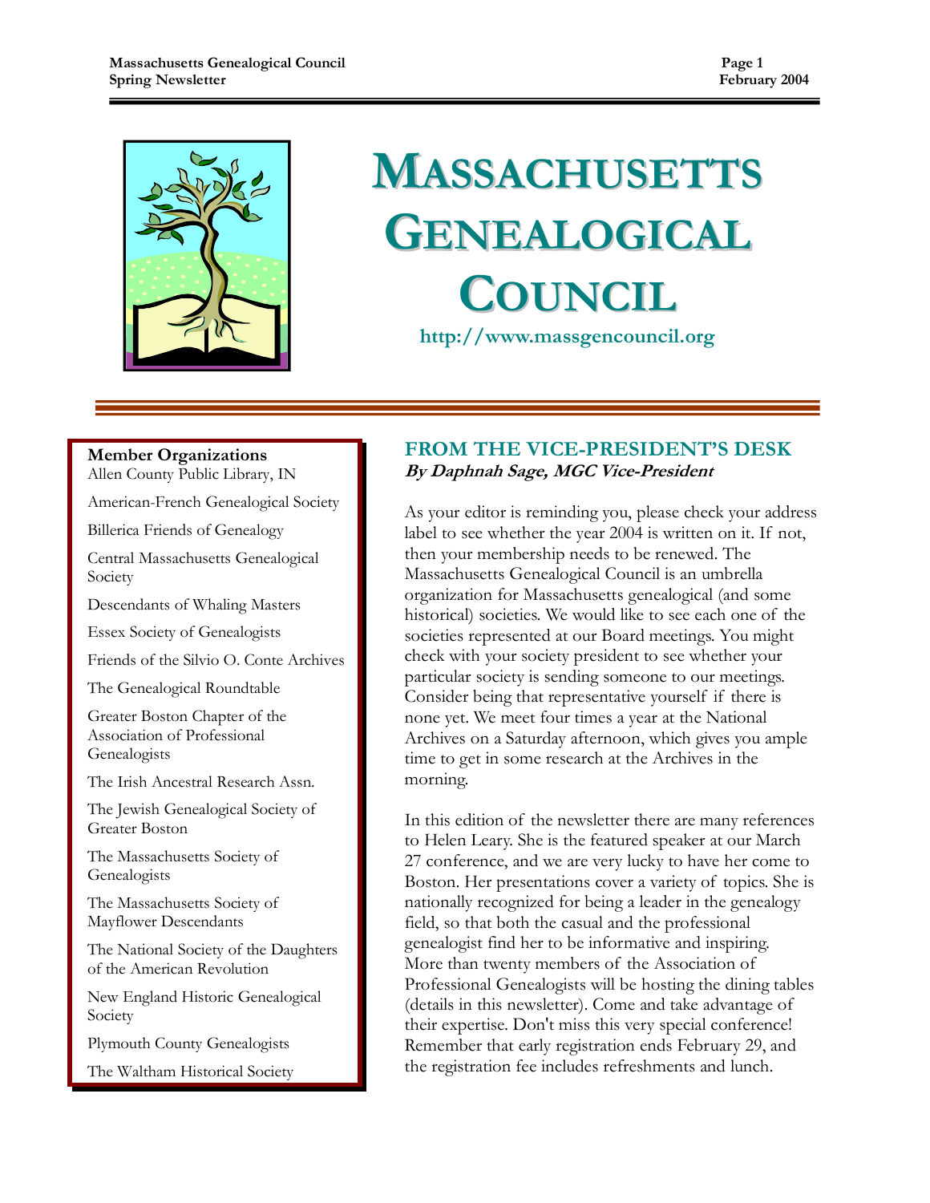# MASSACHUSETTS GENEALOGICAL COUNCIL

http://www.massgencouncil.org

**Member Organizations**

Allen County Public Library, IN

American-French Genealogical Society

Billerica Friends of Genealogy

Central Massachusetts Genealogical Society

Descendants of Whaling Masters

Essex Society of Genealogists

Friends of the Silvio O. Conte Archives

The Genealogical Roundtable

Greater Boston Chapter of the Association of Professional Genealogists

The Irish Ancestral Research Assn.

The Jewish Genealogical Society of Greater Boston

The Massachusetts Society of Genealogists

The Massachusetts Society of Mayflower Descendants

The National Society of the Daughters of the American Revolution

New England Historic Genealogical Society

Plymouth County Genealogists

The Waltham Historical Society

## FROM THE VICE-PRESIDENT'S DESK

***By Daphnah Sage, MGC Vice-President***

As your editor is reminding you, please check your address label to see whether the year 2004 is written on it. If not, then your membership needs to be renewed. The Massachusetts Genealogical Council is an umbrella organization for Massachusetts genealogical (and some historical) societies. We would like to see each one of the societies represented at our Board meetings. You might check with your society president to see whether your particular society is sending someone to our meetings. Consider being that representative yourself if there is none yet. We meet four times a year at the National Archives on a Saturday afternoon, which gives you ample time to get in some research at the Archives in the morning.

In this edition of the newsletter there are many references to Helen Leary. She is the featured speaker at our March 27 conference, and we are very lucky to have her come to Boston. Her presentations cover a variety of topics. She is nationally recognized for being a leader in the genealogy field, so that both the casual and the professional genealogist find her to be informative and inspiring. More than twenty members of the Association of Professional Genealogists will be hosting the dining tables (details in this newsletter). Come and take advantage of their expertise. Don't miss this very special conference! Remember that early registration ends February 29, and the registration fee includes refreshments and lunch.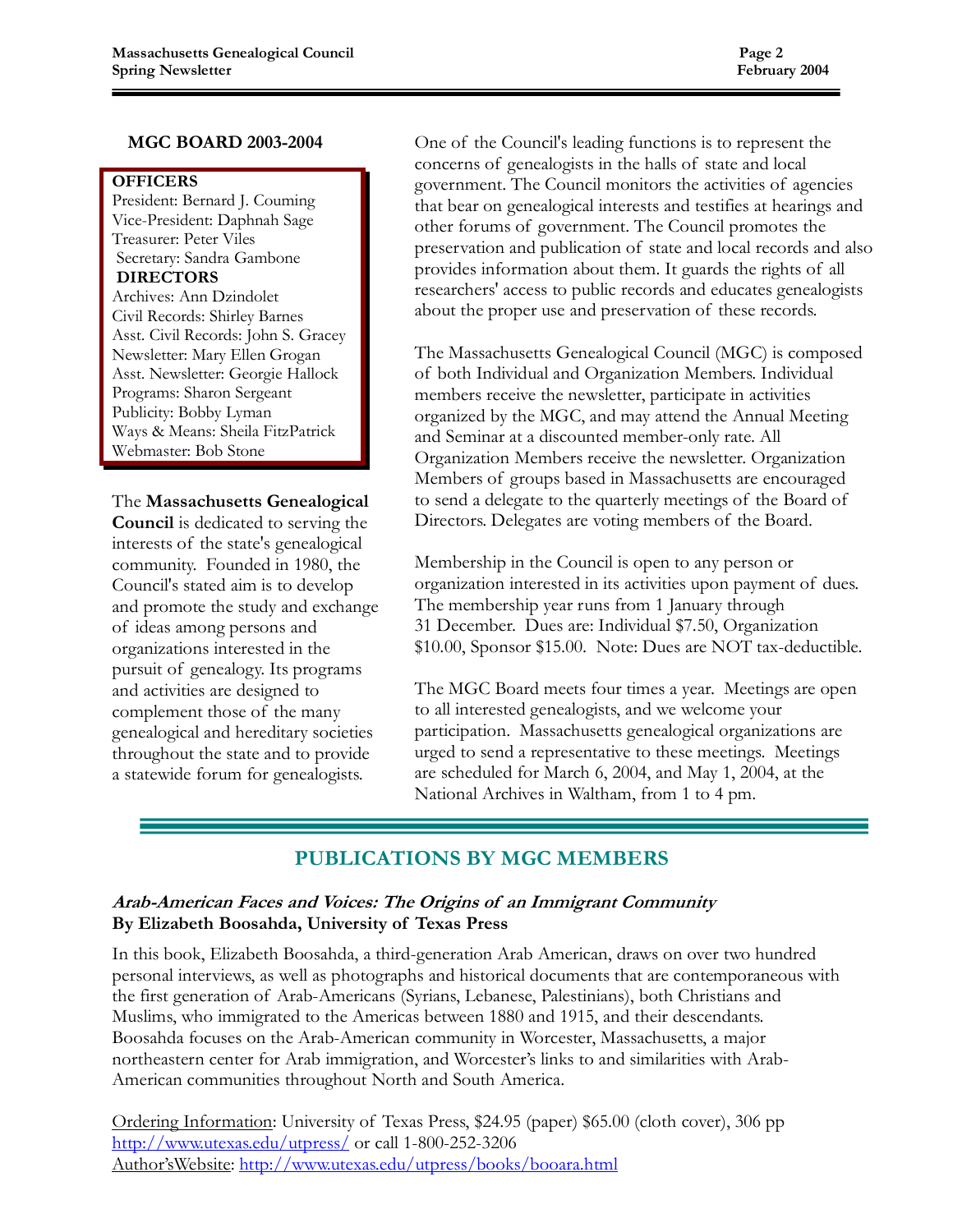## MGC BOARD 2003-2004

**OFFICERS**
President: Bernard J. Couming
Vice-President: Daphnah Sage
Treasurer: Peter Viles
Secretary: Sandra Gambone

**DIRECTORS**
Archives: Ann Dzindolet
Civil Records: Shirley Barnes
Asst. Civil Records: John S. Gracey
Newsletter: Mary Ellen Grogan
Asst. Newsletter: Georgie Hallock
Programs: Sharon Sergeant
Publicity: Bobby Lyman
Ways & Means: Sheila FitzPatrick
Webmaster: Bob Stone

The **Massachusetts Genealogical Council** is dedicated to serving the interests of the state's genealogical community. Founded in 1980, the Council's stated aim is to develop and promote the study and exchange of ideas among persons and organizations interested in the pursuit of genealogy. Its programs and activities are designed to complement those of the many genealogical and hereditary societies throughout the state and to provide a statewide forum for genealogists.

One of the Council's leading functions is to represent the concerns of genealogists in the halls of state and local government. The Council monitors the activities of agencies that bear on genealogical interests and testifies at hearings and other forums of government. The Council promotes the preservation and publication of state and local records and also provides information about them. It guards the rights of all researchers' access to public records and educates genealogists about the proper use and preservation of these records.

The Massachusetts Genealogical Council (MGC) is composed of both Individual and Organization Members. Individual members receive the newsletter, participate in activities organized by the MGC, and may attend the Annual Meeting and Seminar at a discounted member-only rate. All Organization Members receive the newsletter. Organization Members of groups based in Massachusetts are encouraged to send a delegate to the quarterly meetings of the Board of Directors. Delegates are voting members of the Board.

Membership in the Council is open to any person or organization interested in its activities upon payment of dues. The membership year runs from 1 January through 31 December. Dues are: Individual $7.50, Organization $10.00, Sponsor $15.00. Note: Dues are NOT tax-deductible.

The MGC Board meets four times a year. Meetings are open to all interested genealogists, and we welcome your participation. Massachusetts genealogical organizations are urged to send a representative to these meetings. Meetings are scheduled for March 6, 2004, and May 1, 2004, at the National Archives in Waltham, from 1 to 4 pm.

## PUBLICATIONS BY MGC MEMBERS

***Arab-American Faces and Voices: The Origins of an Immigrant Community***
**By Elizabeth Boosahda, University of Texas Press**

In this book, Elizabeth Boosahda, a third-generation Arab American, draws on over two hundred personal interviews, as well as photographs and historical documents that are contemporaneous with the first generation of Arab-Americans (Syrians, Lebanese, Palestinians), both Christians and Muslims, who immigrated to the Americas between 1880 and 1915, and their descendants. Boosahda focuses on the Arab-American community in Worcester, Massachusetts, a major northeastern center for Arab immigration, and Worcester's links to and similarities with Arab-American communities throughout North and South America.

Ordering Information: University of Texas Press, $24.95 (paper) $65.00 (cloth cover), 306 pp
http://www.utexas.edu/utpress/ or call 1-800-252-3206
Author'sWebsite: http://www.utexas.edu/utpress/books/booara.html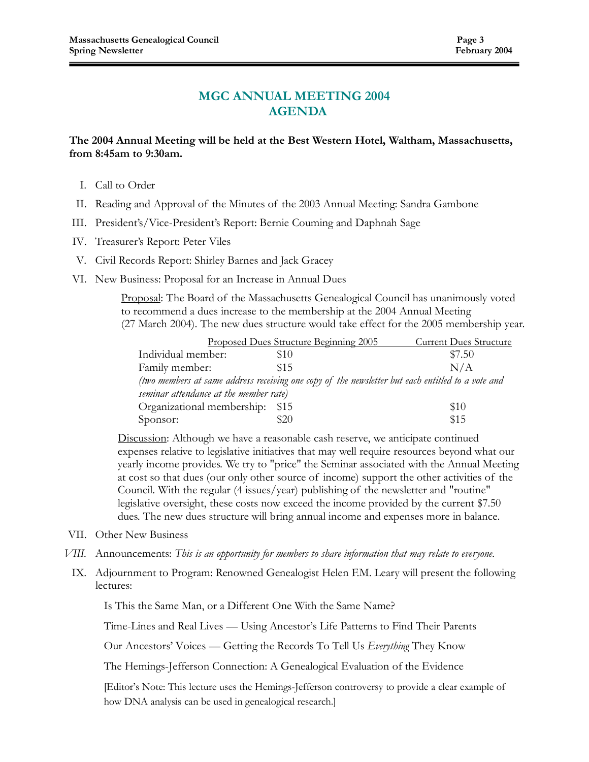# MGC ANNUAL MEETING 2004 AGENDA

**The 2004 Annual Meeting will be held at the Best Western Hotel, Waltham, Massachusetts, from 8:45am to 9:30am.**

I. Call to Order

II. Reading and Approval of the Minutes of the 2003 Annual Meeting: Sandra Gambone

III. President's/Vice-President's Report: Bernie Couming and Daphnah Sage

IV. Treasurer's Report: Peter Viles

V. Civil Records Report: Shirley Barnes and Jack Gracey

VI. New Business: Proposal for an Increase in Annual Dues

Proposal: The Board of the Massachusetts Genealogical Council has unanimously voted to recommend a dues increase to the membership at the 2004 Annual Meeting (27 March 2004). The new dues structure would take effect for the 2005 membership year.

| | Proposed Dues Structure Beginning 2005 | Current Dues Structure |
|---|---|---|
| Individual member: | $10 | $7.50 |
| Family member: | $15 | N/A |
| *(two members at same address receiving one copy of the newsletter but each entitled to a vote and seminar attendance at the member rate)* | | |
| Organizational membership: | $15 | $10 |
| Sponsor: | $20 | $15 |

Discussion: Although we have a reasonable cash reserve, we anticipate continued expenses relative to legislative initiatives that may well require resources beyond what our yearly income provides. We try to "price" the Seminar associated with the Annual Meeting at cost so that dues (our only other source of income) support the other activities of the Council. With the regular (4 issues/year) publishing of the newsletter and "routine" legislative oversight, these costs now exceed the income provided by the current $7.50 dues. The new dues structure will bring annual income and expenses more in balance.

VII. Other New Business

VIII. Announcements: *This is an opportunity for members to share information that may relate to everyone.*

IX. Adjournment to Program: Renowned Genealogist Helen F.M. Leary will present the following lectures:

Is This the Same Man, or a Different One With the Same Name?

Time-Lines and Real Lives — Using Ancestor's Life Patterns to Find Their Parents

Our Ancestors' Voices — Getting the Records To Tell Us *Everything* They Know

The Hemings-Jefferson Connection: A Genealogical Evaluation of the Evidence

[Editor's Note: This lecture uses the Hemings-Jefferson controversy to provide a clear example of how DNA analysis can be used in genealogical research.]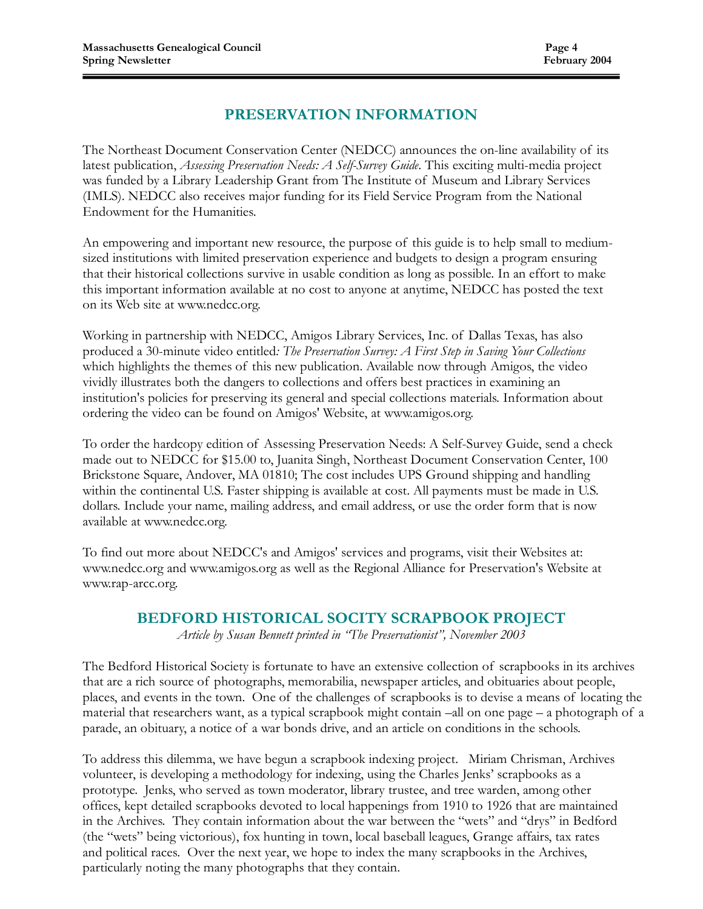## PRESERVATION INFORMATION

The Northeast Document Conservation Center (NEDCC) announces the on-line availability of its latest publication, *Assessing Preservation Needs: A Self-Survey Guide*. This exciting multi-media project was funded by a Library Leadership Grant from The Institute of Museum and Library Services (IMLS). NEDCC also receives major funding for its Field Service Program from the National Endowment for the Humanities.

An empowering and important new resource, the purpose of this guide is to help small to medium-sized institutions with limited preservation experience and budgets to design a program ensuring that their historical collections survive in usable condition as long as possible. In an effort to make this important information available at no cost to anyone at anytime, NEDCC has posted the text on its Web site at www.nedcc.org.

Working in partnership with NEDCC, Amigos Library Services, Inc. of Dallas Texas, has also produced a 30-minute video entitled*: The Preservation Survey: A First Step in Saving Your Collections* which highlights the themes of this new publication. Available now through Amigos, the video vividly illustrates both the dangers to collections and offers best practices in examining an institution's policies for preserving its general and special collections materials. Information about ordering the video can be found on Amigos' Website, at www.amigos.org.

To order the hardcopy edition of Assessing Preservation Needs: A Self-Survey Guide, send a check made out to NEDCC for $15.00 to, Juanita Singh, Northeast Document Conservation Center, 100 Brickstone Square, Andover, MA 01810; The cost includes UPS Ground shipping and handling within the continental U.S. Faster shipping is available at cost. All payments must be made in U.S. dollars. Include your name, mailing address, and email address, or use the order form that is now available at www.nedcc.org.

To find out more about NEDCC's and Amigos' services and programs, visit their Websites at: www.nedcc.org and www.amigos.org as well as the Regional Alliance for Preservation's Website at www.rap-arcc.org.

## BEDFORD HISTORICAL SOCITY SCRAPBOOK PROJECT

*Article by Susan Bennett printed in "The Preservationist", November 2003*

The Bedford Historical Society is fortunate to have an extensive collection of scrapbooks in its archives that are a rich source of photographs, memorabilia, newspaper articles, and obituaries about people, places, and events in the town. One of the challenges of scrapbooks is to devise a means of locating the material that researchers want, as a typical scrapbook might contain –all on one page – a photograph of a parade, an obituary, a notice of a war bonds drive, and an article on conditions in the schools.

To address this dilemma, we have begun a scrapbook indexing project. Miriam Chrisman, Archives volunteer, is developing a methodology for indexing, using the Charles Jenks' scrapbooks as a prototype. Jenks, who served as town moderator, library trustee, and tree warden, among other offices, kept detailed scrapbooks devoted to local happenings from 1910 to 1926 that are maintained in the Archives. They contain information about the war between the "wets" and "drys" in Bedford (the "wets" being victorious), fox hunting in town, local baseball leagues, Grange affairs, tax rates and political races. Over the next year, we hope to index the many scrapbooks in the Archives, particularly noting the many photographs that they contain.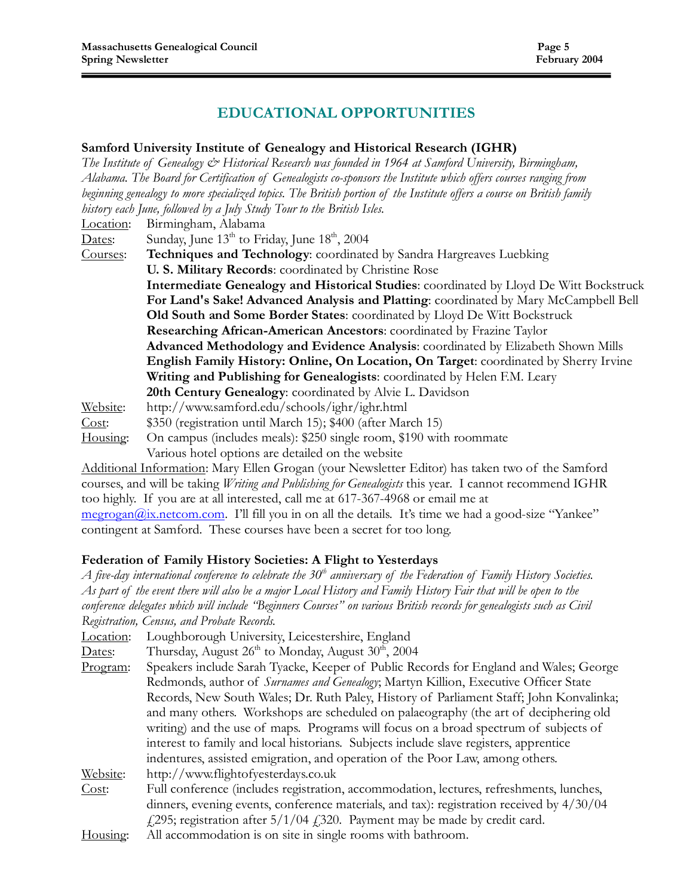## EDUCATIONAL OPPORTUNITIES

**Samford University Institute of Genealogy and Historical Research (IGHR)**

*The Institute of Genealogy & Historical Research was founded in 1964 at Samford University, Birmingham, Alabama. The Board for Certification of Genealogists co-sponsors the Institute which offers courses ranging from beginning genealogy to more specialized topics. The British portion of the Institute offers a course on British family history each June, followed by a July Study Tour to the British Isles.*

Location: Birmingham, Alabama

Dates: Sunday, June 13th to Friday, June 18th, 2004

Courses:
- **Techniques and Technology**: coordinated by Sandra Hargreaves Luebking
- **U. S. Military Records**: coordinated by Christine Rose
- **Intermediate Genealogy and Historical Studies**: coordinated by Lloyd De Witt Bockstruck
- **For Land's Sake! Advanced Analysis and Platting**: coordinated by Mary McCampbell Bell
- **Old South and Some Border States**: coordinated by Lloyd De Witt Bockstruck
- **Researching African-American Ancestors**: coordinated by Frazine Taylor
- **Advanced Methodology and Evidence Analysis**: coordinated by Elizabeth Shown Mills
- **English Family History: Online, On Location, On Target**: coordinated by Sherry Irvine
- **Writing and Publishing for Genealogists**: coordinated by Helen F.M. Leary
- **20th Century Genealogy**: coordinated by Alvie L. Davidson

Website: http://www.samford.edu/schools/ighr/ighr.html

Cost: $350 (registration until March 15); $400 (after March 15)

Housing: On campus (includes meals): $250 single room, $190 with roommate
Various hotel options are detailed on the website

Additional Information: Mary Ellen Grogan (your Newsletter Editor) has taken two of the Samford courses, and will be taking *Writing and Publishing for Genealogists* this year. I cannot recommend IGHR too highly. If you are at all interested, call me at 617-367-4968 or email me at megrogan@ix.netcom.com. I'll fill you in on all the details. It's time we had a good-size "Yankee" contingent at Samford. These courses have been a secret for too long.

**Federation of Family History Societies: A Flight to Yesterdays**

*A five-day international conference to celebrate the 30th anniversary of the Federation of Family History Societies. As part of the event there will also be a major Local History and Family History Fair that will be open to the conference delegates which will include "Beginners Courses" on various British records for genealogists such as Civil Registration, Census, and Probate Records.*

Location: Loughborough University, Leicestershire, England

Dates: Thursday, August 26th to Monday, August 30th, 2004

Program: Speakers include Sarah Tyacke, Keeper of Public Records for England and Wales; George Redmonds, author of *Surnames and Genealogy*; Martyn Killion, Executive Officer State Records, New South Wales; Dr. Ruth Paley, History of Parliament Staff; John Konvalinka; and many others. Workshops are scheduled on palaeography (the art of deciphering old writing) and the use of maps. Programs will focus on a broad spectrum of subjects of interest to family and local historians. Subjects include slave registers, apprentice indentures, assisted emigration, and operation of the Poor Law, among others.

Website: http://www.flightofyesterdays.co.uk

Cost: Full conference (includes registration, accommodation, lectures, refreshments, lunches, dinners, evening events, conference materials, and tax): registration received by 4/30/04 £295; registration after 5/1/04 £320. Payment may be made by credit card.

Housing: All accommodation is on site in single rooms with bathroom.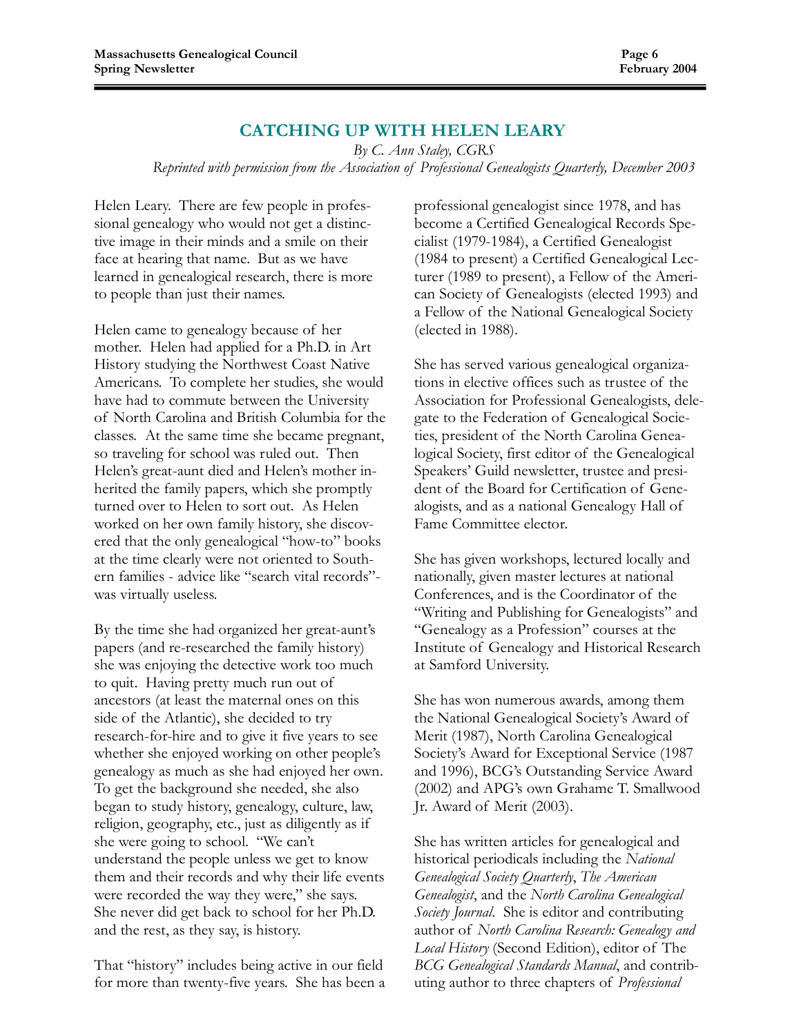## CATCHING UP WITH HELEN LEARY

*By C. Ann Staley, CGRS*

*Reprinted with permission from the Association of Professional Genealogists Quarterly, December 2003*

Helen Leary. There are few people in professional genealogy who would not get a distinctive image in their minds and a smile on their face at hearing that name. But as we have learned in genealogical research, there is more to people than just their names.

Helen came to genealogy because of her mother. Helen had applied for a Ph.D. in Art History studying the Northwest Coast Native Americans. To complete her studies, she would have had to commute between the University of North Carolina and British Columbia for the classes. At the same time she became pregnant, so traveling for school was ruled out. Then Helen's great-aunt died and Helen's mother inherited the family papers, which she promptly turned over to Helen to sort out. As Helen worked on her own family history, she discovered that the only genealogical "how-to" books at the time clearly were not oriented to Southern families - advice like "search vital records"- was virtually useless.

By the time she had organized her great-aunt's papers (and re-researched the family history) she was enjoying the detective work too much to quit. Having pretty much run out of ancestors (at least the maternal ones on this side of the Atlantic), she decided to try research-for-hire and to give it five years to see whether she enjoyed working on other people's genealogy as much as she had enjoyed her own. To get the background she needed, she also began to study history, genealogy, culture, law, religion, geography, etc., just as diligently as if she were going to school. "We can't understand the people unless we get to know them and their records and why their life events were recorded the way they were," she says. She never did get back to school for her Ph.D. and the rest, as they say, is history.

That "history" includes being active in our field for more than twenty-five years. She has been a professional genealogist since 1978, and has become a Certified Genealogical Records Specialist (1979-1984), a Certified Genealogist (1984 to present) a Certified Genealogical Lecturer (1989 to present), a Fellow of the American Society of Genealogists (elected 1993) and a Fellow of the National Genealogical Society (elected in 1988).

She has served various genealogical organizations in elective offices such as trustee of the Association for Professional Genealogists, delegate to the Federation of Genealogical Societies, president of the North Carolina Genealogical Society, first editor of the Genealogical Speakers' Guild newsletter, trustee and president of the Board for Certification of Genealogists, and as a national Genealogy Hall of Fame Committee elector.

She has given workshops, lectured locally and nationally, given master lectures at national Conferences, and is the Coordinator of the "Writing and Publishing for Genealogists" and "Genealogy as a Profession" courses at the Institute of Genealogy and Historical Research at Samford University.

She has won numerous awards, among them the National Genealogical Society's Award of Merit (1987), North Carolina Genealogical Society's Award for Exceptional Service (1987 and 1996), BCG's Outstanding Service Award (2002) and APG's own Grahame T. Smallwood Jr. Award of Merit (2003).

She has written articles for genealogical and historical periodicals including the *National Genealogical Society Quarterly*, *The American Genealogist*, and the *North Carolina Genealogical Society Journal*. She is editor and contributing author of *North Carolina Research: Genealogy and Local History* (Second Edition), editor of The *BCG Genealogical Standards Manual*, and contributing author to three chapters of *Professional*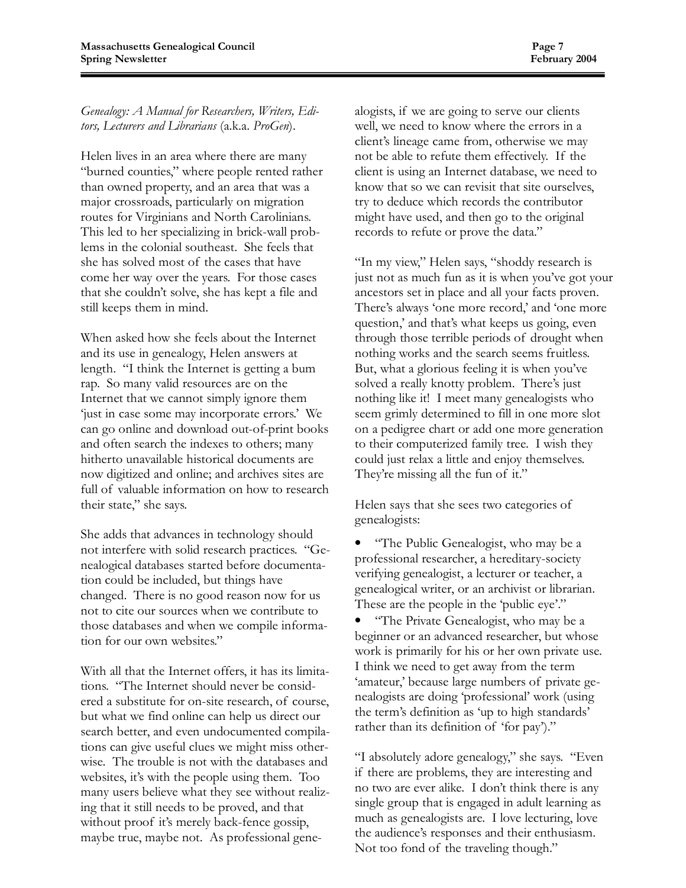*Genealogy: A Manual for Researchers, Writers, Editors, Lecturers and Librarians* (a.k.a. *ProGen*).

Helen lives in an area where there are many "burned counties," where people rented rather than owned property, and an area that was a major crossroads, particularly on migration routes for Virginians and North Carolinians. This led to her specializing in brick-wall problems in the colonial southeast. She feels that she has solved most of the cases that have come her way over the years. For those cases that she couldn't solve, she has kept a file and still keeps them in mind.

When asked how she feels about the Internet and its use in genealogy, Helen answers at length. "I think the Internet is getting a bum rap. So many valid resources are on the Internet that we cannot simply ignore them 'just in case some may incorporate errors.' We can go online and download out-of-print books and often search the indexes to others; many hitherto unavailable historical documents are now digitized and online; and archives sites are full of valuable information on how to research their state," she says.

She adds that advances in technology should not interfere with solid research practices. "Genealogical databases started before documentation could be included, but things have changed. There is no good reason now for us not to cite our sources when we contribute to those databases and when we compile information for our own websites."

With all that the Internet offers, it has its limitations. "The Internet should never be considered a substitute for on-site research, of course, but what we find online can help us direct our search better, and even undocumented compilations can give useful clues we might miss otherwise. The trouble is not with the databases and websites, it's with the people using them. Too many users believe what they see without realizing that it still needs to be proved, and that without proof it's merely back-fence gossip, maybe true, maybe not. As professional genealogists, if we are going to serve our clients well, we need to know where the errors in a client's lineage came from, otherwise we may not be able to refute them effectively. If the client is using an Internet database, we need to know that so we can revisit that site ourselves, try to deduce which records the contributor might have used, and then go to the original records to refute or prove the data."

"In my view," Helen says, "shoddy research is just not as much fun as it is when you've got your ancestors set in place and all your facts proven. There's always 'one more record,' and 'one more question,' and that's what keeps us going, even through those terrible periods of drought when nothing works and the search seems fruitless. But, what a glorious feeling it is when you've solved a really knotty problem. There's just nothing like it! I meet many genealogists who seem grimly determined to fill in one more slot on a pedigree chart or add one more generation to their computerized family tree. I wish they could just relax a little and enjoy themselves. They're missing all the fun of it."

Helen says that she sees two categories of genealogists:

- "The Public Genealogist, who may be a professional researcher, a hereditary-society verifying genealogist, a lecturer or teacher, a genealogical writer, or an archivist or librarian. These are the people in the 'public eye'."
- "The Private Genealogist, who may be a beginner or an advanced researcher, but whose work is primarily for his or her own private use. I think we need to get away from the term 'amateur,' because large numbers of private genealogists are doing 'professional' work (using the term's definition as 'up to high standards' rather than its definition of 'for pay')."

"I absolutely adore genealogy," she says. "Even if there are problems, they are interesting and no two are ever alike. I don't think there is any single group that is engaged in adult learning as much as genealogists are. I love lecturing, love the audience's responses and their enthusiasm. Not too fond of the traveling though."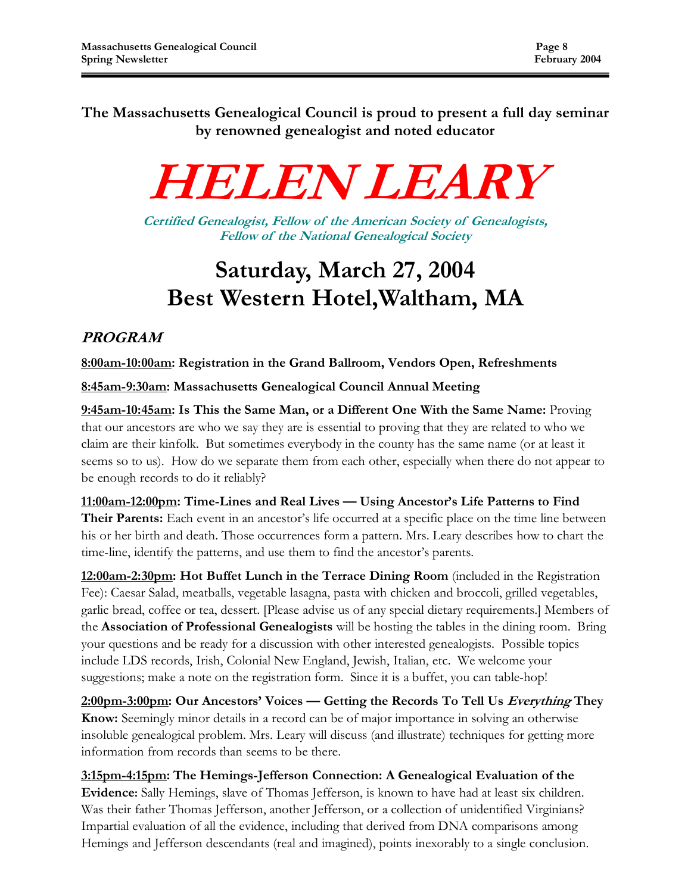**The Massachusetts Genealogical Council is proud to present a full day seminar by renowned genealogist and noted educator**

# HELEN LEARY

***Certified Genealogist, Fellow of the American Society of Genealogists, Fellow of the National Genealogical Society***

## Saturday, March 27, 2004
## Best Western Hotel,Waltham, MA

### *PROGRAM*

**8:00am-10:00am: Registration in the Grand Ballroom, Vendors Open, Refreshments**

**8:45am-9:30am: Massachusetts Genealogical Council Annual Meeting**

**9:45am-10:45am: Is This the Same Man, or a Different One With the Same Name:** Proving that our ancestors are who we say they are is essential to proving that they are related to who we claim are their kinfolk. But sometimes everybody in the county has the same name (or at least it seems so to us). How do we separate them from each other, especially when there do not appear to be enough records to do it reliably?

**11:00am-12:00pm: Time-Lines and Real Lives — Using Ancestor's Life Patterns to Find Their Parents:** Each event in an ancestor's life occurred at a specific place on the time line between his or her birth and death. Those occurrences form a pattern. Mrs. Leary describes how to chart the time-line, identify the patterns, and use them to find the ancestor's parents.

**12:00am-2:30pm: Hot Buffet Lunch in the Terrace Dining Room** (included in the Registration Fee): Caesar Salad, meatballs, vegetable lasagna, pasta with chicken and broccoli, grilled vegetables, garlic bread, coffee or tea, dessert. [Please advise us of any special dietary requirements.] Members of the **Association of Professional Genealogists** will be hosting the tables in the dining room. Bring your questions and be ready for a discussion with other interested genealogists. Possible topics include LDS records, Irish, Colonial New England, Jewish, Italian, etc. We welcome your suggestions; make a note on the registration form. Since it is a buffet, you can table-hop!

**2:00pm-3:00pm: Our Ancestors' Voices — Getting the Records To Tell Us *Everything* They Know:** Seemingly minor details in a record can be of major importance in solving an otherwise insoluble genealogical problem. Mrs. Leary will discuss (and illustrate) techniques for getting more information from records than seems to be there.

**3:15pm-4:15pm: The Hemings-Jefferson Connection: A Genealogical Evaluation of the Evidence:** Sally Hemings, slave of Thomas Jefferson, is known to have had at least six children. Was their father Thomas Jefferson, another Jefferson, or a collection of unidentified Virginians? Impartial evaluation of all the evidence, including that derived from DNA comparisons among Hemings and Jefferson descendants (real and imagined), points inexorably to a single conclusion.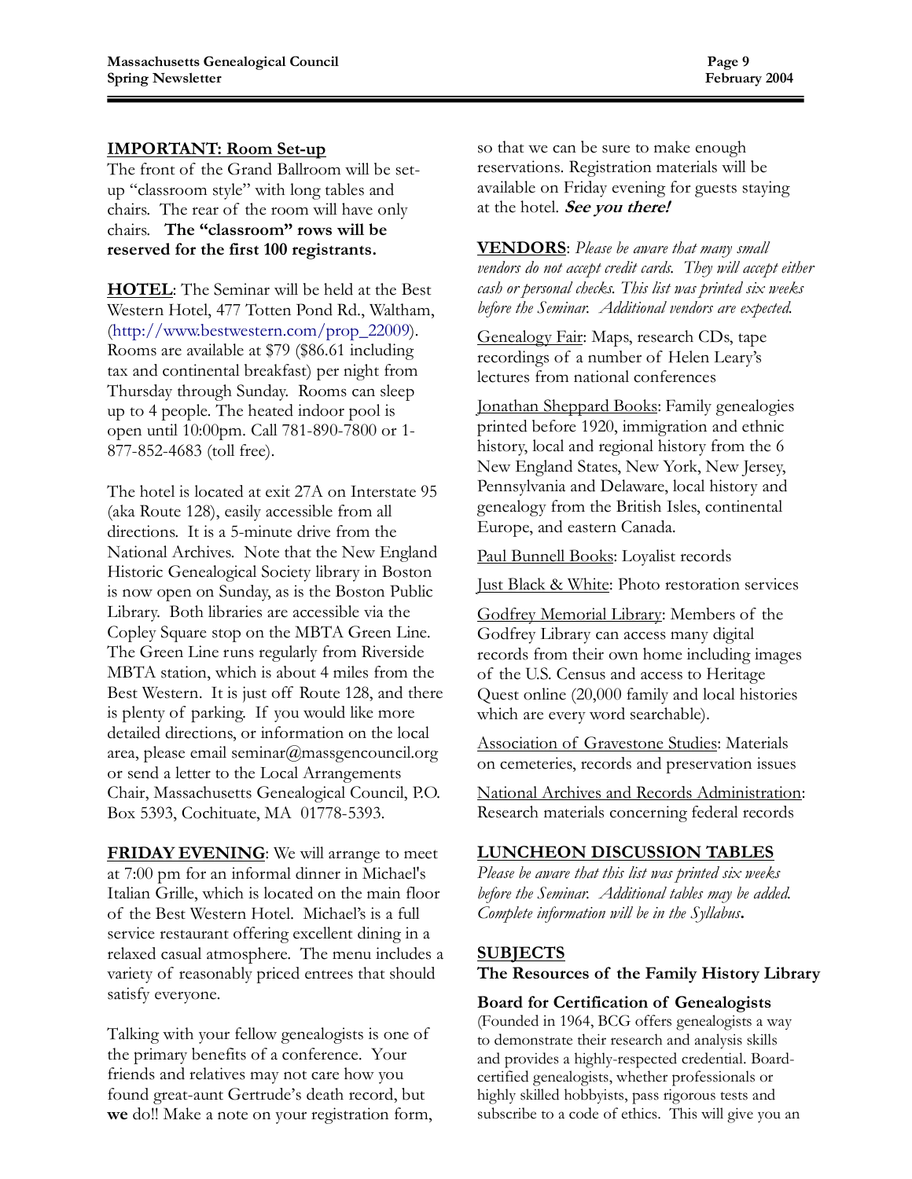**IMPORTANT: Room Set-up**

The front of the Grand Ballroom will be set-up "classroom style" with long tables and chairs. The rear of the room will have only chairs. **The "classroom" rows will be reserved for the first 100 registrants.**

**HOTEL**: The Seminar will be held at the Best Western Hotel, 477 Totten Pond Rd., Waltham, (http://www.bestwestern.com/prop_22009). Rooms are available at $79 ($86.61 including tax and continental breakfast) per night from Thursday through Sunday. Rooms can sleep up to 4 people. The heated indoor pool is open until 10:00pm. Call 781-890-7800 or 1-877-852-4683 (toll free).

The hotel is located at exit 27A on Interstate 95 (aka Route 128), easily accessible from all directions. It is a 5-minute drive from the National Archives. Note that the New England Historic Genealogical Society library in Boston is now open on Sunday, as is the Boston Public Library. Both libraries are accessible via the Copley Square stop on the MBTA Green Line. The Green Line runs regularly from Riverside MBTA station, which is about 4 miles from the Best Western. It is just off Route 128, and there is plenty of parking. If you would like more detailed directions, or information on the local area, please email seminar@massgencouncil.org or send a letter to the Local Arrangements Chair, Massachusetts Genealogical Council, P.O. Box 5393, Cochituate, MA 01778-5393.

**FRIDAY EVENING**: We will arrange to meet at 7:00 pm for an informal dinner in Michael's Italian Grille, which is located on the main floor of the Best Western Hotel. Michael's is a full service restaurant offering excellent dining in a relaxed casual atmosphere. The menu includes a variety of reasonably priced entrees that should satisfy everyone.

Talking with your fellow genealogists is one of the primary benefits of a conference. Your friends and relatives may not care how you found great-aunt Gertrude's death record, but **we** do!! Make a note on your registration form, so that we can be sure to make enough reservations. Registration materials will be available on Friday evening for guests staying at the hotel. ***See you there!***

**VENDORS**: *Please be aware that many small vendors do not accept credit cards. They will accept either cash or personal checks. This list was printed six weeks before the Seminar. Additional vendors are expected.*

Genealogy Fair: Maps, research CDs, tape recordings of a number of Helen Leary's lectures from national conferences

Jonathan Sheppard Books: Family genealogies printed before 1920, immigration and ethnic history, local and regional history from the 6 New England States, New York, New Jersey, Pennsylvania and Delaware, local history and genealogy from the British Isles, continental Europe, and eastern Canada.

Paul Bunnell Books: Loyalist records

Just Black & White: Photo restoration services

Godfrey Memorial Library: Members of the Godfrey Library can access many digital records from their own home including images of the U.S. Census and access to Heritage Quest online (20,000 family and local histories which are every word searchable).

Association of Gravestone Studies: Materials on cemeteries, records and preservation issues

National Archives and Records Administration: Research materials concerning federal records

**LUNCHEON DISCUSSION TABLES**

*Please be aware that this list was printed six weeks before the Seminar. Additional tables may be added. Complete information will be in the Syllabus.*

**SUBJECTS**

**The Resources of the Family History Library**

**Board for Certification of Genealogists**

(Founded in 1964, BCG offers genealogists a way to demonstrate their research and analysis skills and provides a highly-respected credential. Board-certified genealogists, whether professionals or highly skilled hobbyists, pass rigorous tests and subscribe to a code of ethics. This will give you an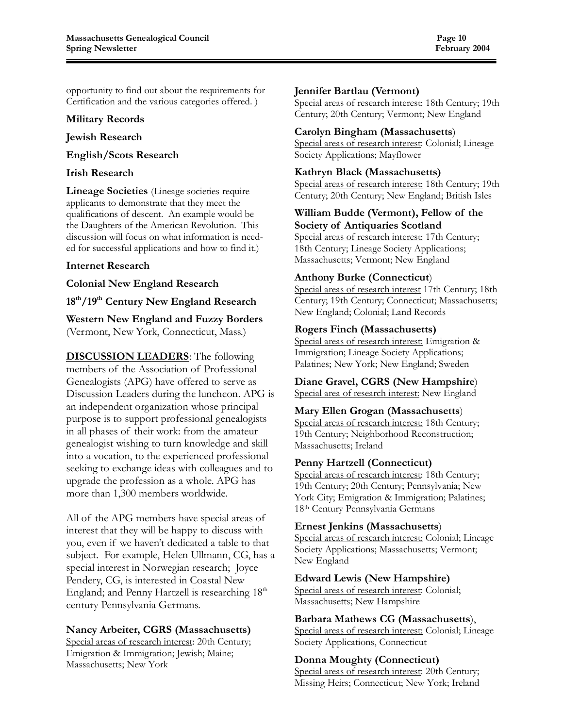opportunity to find out about the requirements for Certification and the various categories offered. )

**Military Records**

**Jewish Research**

**English/Scots Research**

**Irish Research**

**Lineage Societies** (Lineage societies require applicants to demonstrate that they meet the qualifications of descent. An example would be the Daughters of the American Revolution. This discussion will focus on what information is needed for successful applications and how to find it.)

**Internet Research**

**Colonial New England Research**

**18th/19th Century New England Research**

**Western New England and Fuzzy Borders** (Vermont, New York, Connecticut, Mass.)

**DISCUSSION LEADERS**: The following members of the Association of Professional Genealogists (APG) have offered to serve as Discussion Leaders during the luncheon. APG is an independent organization whose principal purpose is to support professional genealogists in all phases of their work: from the amateur genealogist wishing to turn knowledge and skill into a vocation, to the experienced professional seeking to exchange ideas with colleagues and to upgrade the profession as a whole. APG has more than 1,300 members worldwide.

All of the APG members have special areas of interest that they will be happy to discuss with you, even if we haven't dedicated a table to that subject. For example, Helen Ullmann, CG, has a special interest in Norwegian research; Joyce Pendery, CG, is interested in Coastal New England; and Penny Hartzell is researching 18th century Pennsylvania Germans.

**Nancy Arbeiter, CGRS (Massachusetts)**
Special areas of research interest: 20th Century; Emigration & Immigration; Jewish; Maine; Massachusetts; New York

**Jennifer Bartlau (Vermont)**
Special areas of research interest: 18th Century; 19th Century; 20th Century; Vermont; New England

**Carolyn Bingham (Massachusetts)**
Special areas of research interest: Colonial; Lineage Society Applications; Mayflower

**Kathryn Black (Massachusetts)**
Special areas of research interest: 18th Century; 19th Century; 20th Century; New England; British Isles

**William Budde (Vermont), Fellow of the Society of Antiquaries Scotland**
Special areas of research interest: 17th Century; 18th Century; Lineage Society Applications; Massachusetts; Vermont; New England

**Anthony Burke (Connecticut)**
Special areas of research interest 17th Century; 18th Century; 19th Century; Connecticut; Massachusetts; New England; Colonial; Land Records

**Rogers Finch (Massachusetts)**
Special areas of research interest: Emigration & Immigration; Lineage Society Applications; Palatines; New York; New England; Sweden

**Diane Gravel, CGRS (New Hampshire)**
Special area of research interest: New England

**Mary Ellen Grogan (Massachusetts)**
Special areas of research interest: 18th Century; 19th Century; Neighborhood Reconstruction; Massachusetts; Ireland

**Penny Hartzell (Connecticut)**
Special areas of research interest: 18th Century; 19th Century; 20th Century; Pennsylvania; New York City; Emigration & Immigration; Palatines; 18th Century Pennsylvania Germans

**Ernest Jenkins (Massachusetts)**
Special areas of research interest: Colonial; Lineage Society Applications; Massachusetts; Vermont; New England

**Edward Lewis (New Hampshire)**
Special areas of research interest: Colonial; Massachusetts; New Hampshire

**Barbara Mathews CG (Massachusetts)**,
Special areas of research interest: Colonial; Lineage Society Applications, Connecticut

**Donna Moughty (Connecticut)**
Special areas of research interest: 20th Century; Missing Heirs; Connecticut; New York; Ireland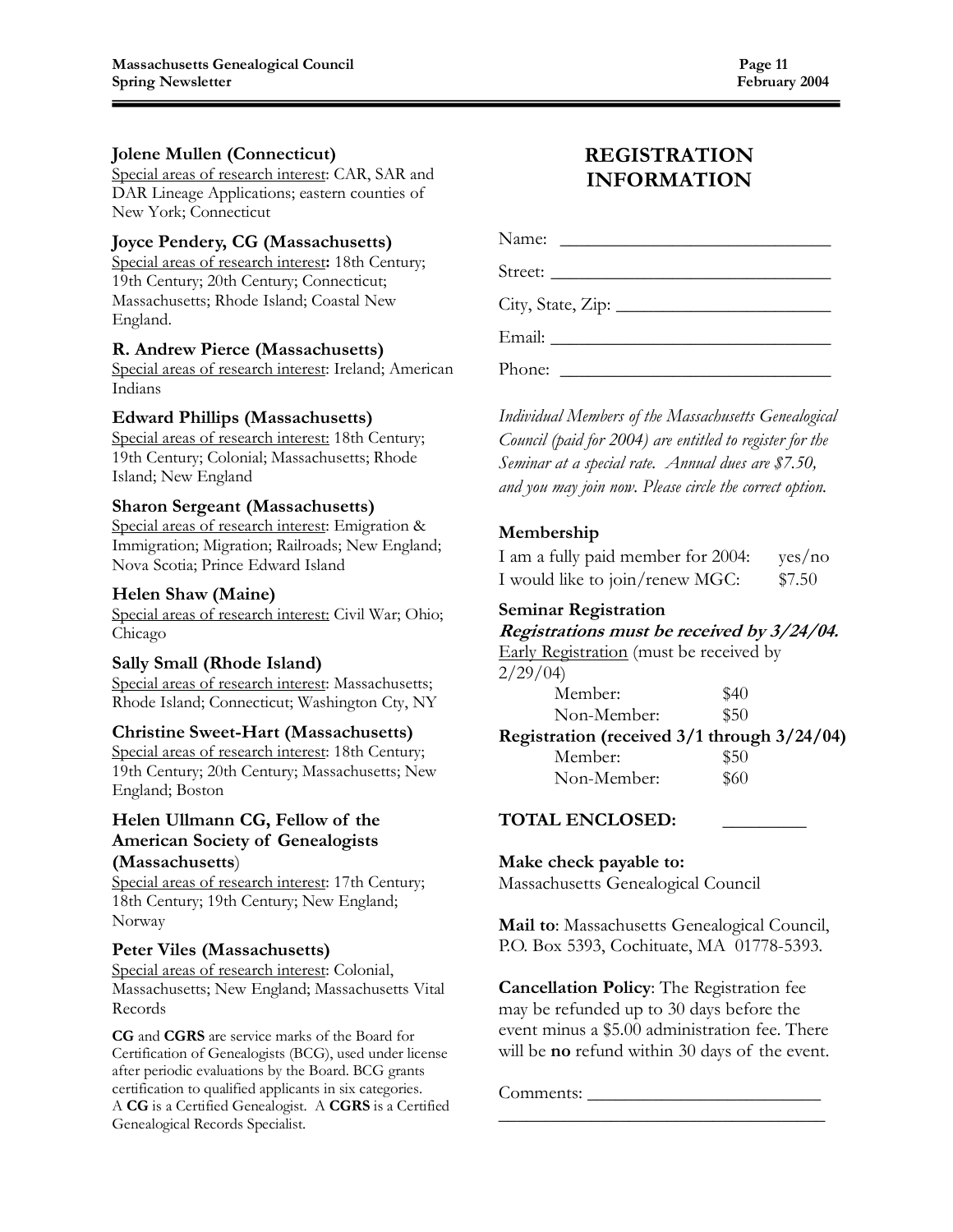**Jolene Mullen (Connecticut)**
Special areas of research interest: CAR, SAR and DAR Lineage Applications; eastern counties of New York; Connecticut

**Joyce Pendery, CG (Massachusetts)**
Special areas of research interest**:** 18th Century; 19th Century; 20th Century; Connecticut; Massachusetts; Rhode Island; Coastal New England.

**R. Andrew Pierce (Massachusetts)**
Special areas of research interest: Ireland; American Indians

**Edward Phillips (Massachusetts)**
Special areas of research interest: 18th Century; 19th Century; Colonial; Massachusetts; Rhode Island; New England

**Sharon Sergeant (Massachusetts)**
Special areas of research interest: Emigration & Immigration; Migration; Railroads; New England; Nova Scotia; Prince Edward Island

**Helen Shaw (Maine)**
Special areas of research interest: Civil War; Ohio; Chicago

**Sally Small (Rhode Island)**
Special areas of research interest: Massachusetts; Rhode Island; Connecticut; Washington Cty, NY

**Christine Sweet-Hart (Massachusetts)**
Special areas of research interest: 18th Century; 19th Century; 20th Century; Massachusetts; New England; Boston

**Helen Ullmann CG, Fellow of the American Society of Genealogists (Massachusetts)**
Special areas of research interest: 17th Century; 18th Century; 19th Century; New England; Norway

**Peter Viles (Massachusetts)**
Special areas of research interest: Colonial, Massachusetts; New England; Massachusetts Vital Records

**CG** and **CGRS** are service marks of the Board for Certification of Genealogists (BCG), used under license after periodic evaluations by the Board. BCG grants certification to qualified applicants in six categories. A **CG** is a Certified Genealogist. A **CGRS** is a Certified Genealogical Records Specialist.

# REGISTRATION INFORMATION

Name: ______________________________

Street: ______________________________

City, State, Zip: ______________________

Email: ______________________________

Phone: ______________________________

*Individual Members of the Massachusetts Genealogical Council (paid for 2004) are entitled to register for the Seminar at a special rate. Annual dues are $7.50, and you may join now. Please circle the correct option.*

**Membership**

I am a fully paid member for 2004: yes/no
I would like to join/renew MGC: $7.50

**Seminar Registration**
***Registrations must be received by 3/24/04.***

Early Registration (must be received by 2/29/04)

Member: $40
Non-Member: $50

**Registration (received 3/1 through 3/24/04)**

Member: $50
Non-Member: $60

**TOTAL ENCLOSED:** _________

**Make check payable to:**
Massachusetts Genealogical Council

**Mail to**: Massachusetts Genealogical Council, P.O. Box 5393, Cochituate, MA 01778-5393.

**Cancellation Policy**: The Registration fee may be refunded up to 30 days before the event minus a $5.00 administration fee. There will be **no** refund within 30 days of the event.

Comments: __________________________
____________________________________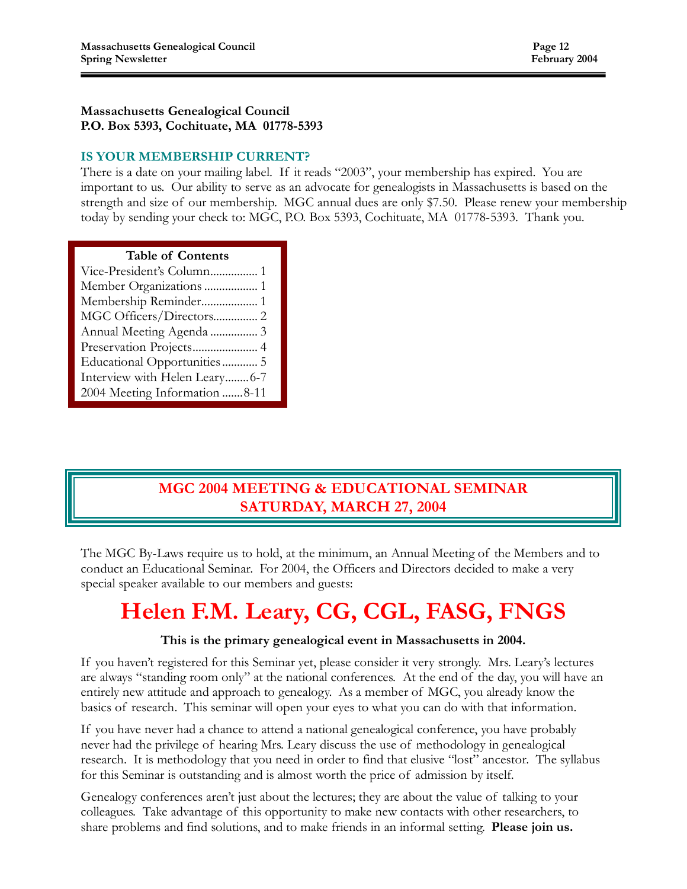**Massachusetts Genealogical Council**
**P.O. Box 5393, Cochituate, MA 01778-5393**

## IS YOUR MEMBERSHIP CURRENT?

There is a date on your mailing label. If it reads "2003", your membership has expired. You are important to us. Our ability to serve as an advocate for genealogists in Massachusetts is based on the strength and size of our membership. MGC annual dues are only $7.50. Please renew your membership today by sending your check to: MGC, P.O. Box 5393, Cochituate, MA 01778-5393. Thank you.

| Table of Contents | |
|---|---|
| Vice-President's Column | 1 |
| Member Organizations | 1 |
| Membership Reminder | 1 |
| MGC Officers/Directors | 2 |
| Annual Meeting Agenda | 3 |
| Preservation Projects | 4 |
| Educational Opportunities | 5 |
| Interview with Helen Leary | 6-7 |
| 2004 Meeting Information | 8-11 |

## MGC 2004 MEETING & EDUCATIONAL SEMINAR
## SATURDAY, MARCH 27, 2004

The MGC By-Laws require us to hold, at the minimum, an Annual Meeting of the Members and to conduct an Educational Seminar. For 2004, the Officers and Directors decided to make a very special speaker available to our members and guests:

# Helen F.M. Leary, CG, CGL, FASG, FNGS

**This is the primary genealogical event in Massachusetts in 2004.**

If you haven't registered for this Seminar yet, please consider it very strongly. Mrs. Leary's lectures are always "standing room only" at the national conferences. At the end of the day, you will have an entirely new attitude and approach to genealogy. As a member of MGC, you already know the basics of research. This seminar will open your eyes to what you can do with that information.

If you have never had a chance to attend a national genealogical conference, you have probably never had the privilege of hearing Mrs. Leary discuss the use of methodology in genealogical research. It is methodology that you need in order to find that elusive "lost" ancestor. The syllabus for this Seminar is outstanding and is almost worth the price of admission by itself.

Genealogy conferences aren't just about the lectures; they are about the value of talking to your colleagues. Take advantage of this opportunity to make new contacts with other researchers, to share problems and find solutions, and to make friends in an informal setting. **Please join us.**